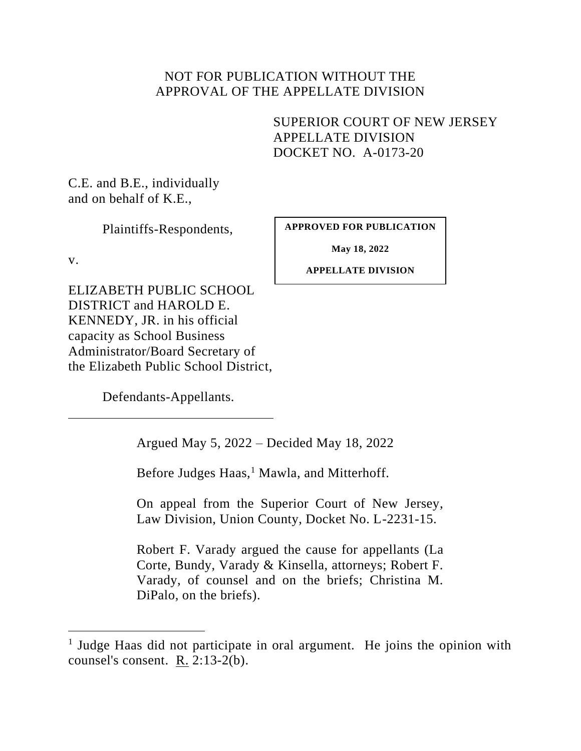NOT FOR PUBLICATION WITHOUT THE
APPROVAL OF THE APPELLATE DIVISION

SUPERIOR COURT OF NEW JERSEY
APPELLATE DIVISION
DOCKET NO. A-0173-20

C.E. and B.E., individually
and on behalf of K.E.,

Plaintiffs-Respondents,

**APPROVED FOR PUBLICATION**

**May 18, 2022**

**APPELLATE DIVISION**

v.

ELIZABETH PUBLIC SCHOOL DISTRICT and HAROLD E. KENNEDY, JR. in his official capacity as School Business Administrator/Board Secretary of the Elizabeth Public School District,

Defendants-Appellants.

---

Argued May 5, 2022 – Decided May 18, 2022

Before Judges Haas,[1] Mawla, and Mitterhoff.

On appeal from the Superior Court of New Jersey, Law Division, Union County, Docket No. L-2231-15.

Robert F. Varady argued the cause for appellants (La Corte, Bundy, Varady & Kinsella, attorneys; Robert F. Varady, of counsel and on the briefs; Christina M. DiPalo, on the briefs).

---

[1] Judge Haas did not participate in oral argument. He joins the opinion with counsel's consent. R. 2:13-2(b).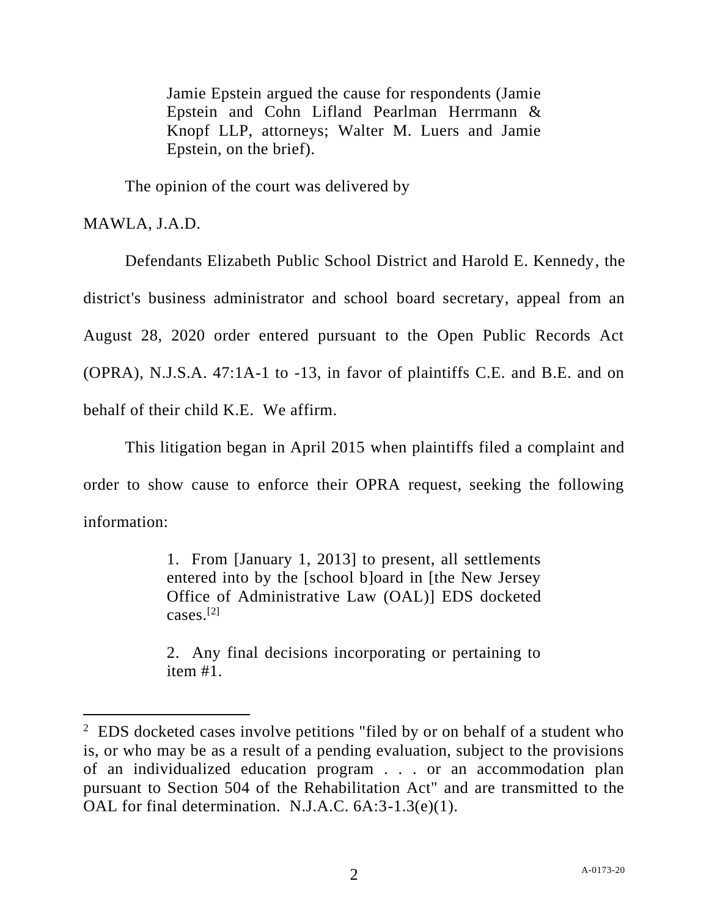Jamie Epstein argued the cause for respondents (Jamie Epstein and Cohn Lifland Pearlman Herrmann & Knopf LLP, attorneys; Walter M. Luers and Jamie Epstein, on the brief).

The opinion of the court was delivered by

MAWLA, J.A.D.

Defendants Elizabeth Public School District and Harold E. Kennedy, the district's business administrator and school board secretary, appeal from an August 28, 2020 order entered pursuant to the Open Public Records Act (OPRA), N.J.S.A. 47:1A-1 to -13, in favor of plaintiffs C.E. and B.E. and on behalf of their child K.E. We affirm.

This litigation began in April 2015 when plaintiffs filed a complaint and order to show cause to enforce their OPRA request, seeking the following information:

> 1. From [January 1, 2013] to present, all settlements entered into by the [school b]oard in [the New Jersey Office of Administrative Law (OAL)] EDS docketed cases.[2]
>
> 2. Any final decisions incorporating or pertaining to item #1.

---

[2] EDS docketed cases involve petitions "filed by or on behalf of a student who is, or who may be as a result of a pending evaluation, subject to the provisions of an individualized education program . . . or an accommodation plan pursuant to Section 504 of the Rehabilitation Act" and are transmitted to the OAL for final determination. N.J.A.C. 6A:3-1.3(e)(1).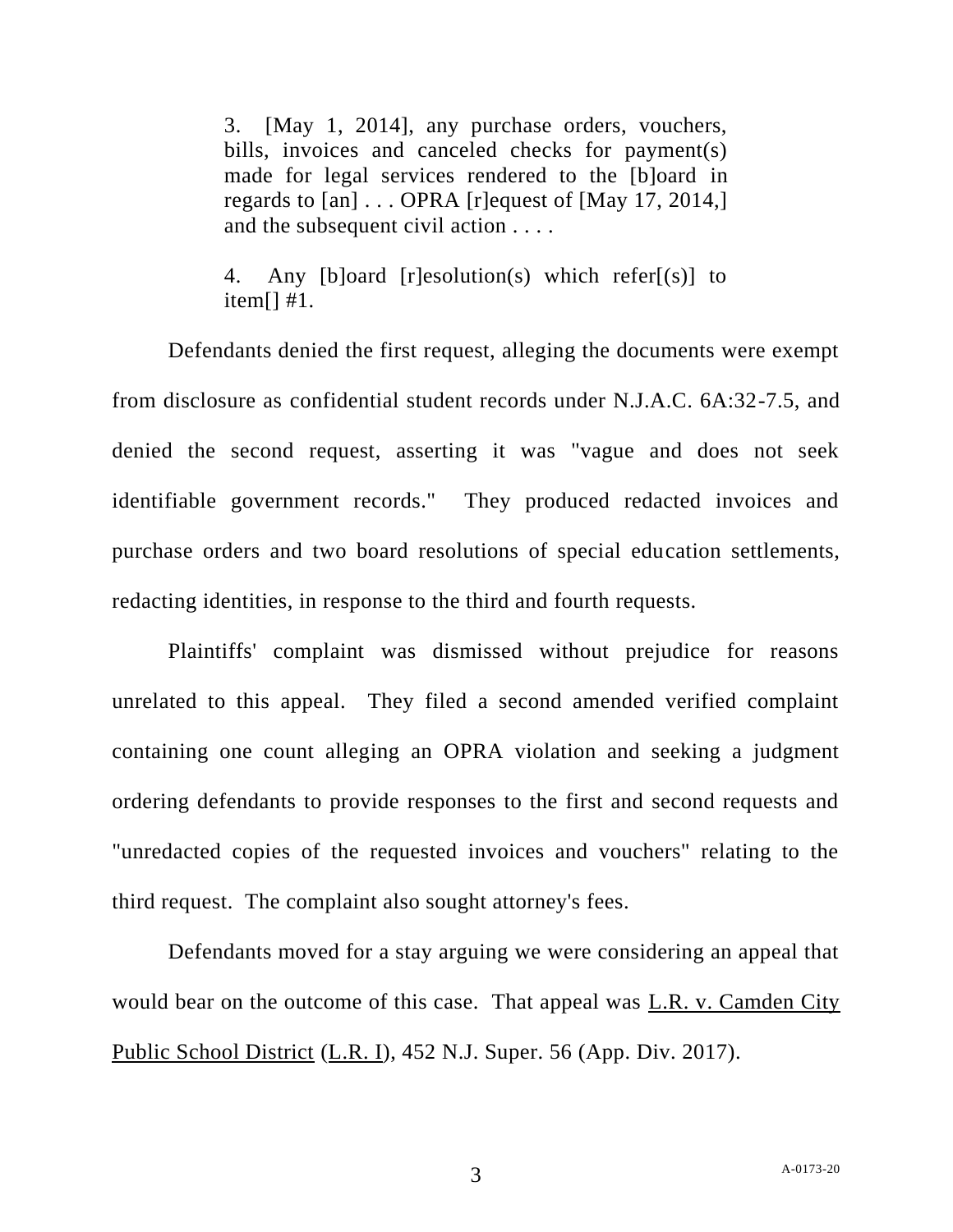> 3. [May 1, 2014], any purchase orders, vouchers, bills, invoices and canceled checks for payment(s) made for legal services rendered to the [b]oard in regards to [an] . . . OPRA [r]equest of [May 17, 2014,] and the subsequent civil action . . . .
>
> 4. Any [b]oard [r]esolution(s) which refer[(s)] to item[] #1.

Defendants denied the first request, alleging the documents were exempt from disclosure as confidential student records under N.J.A.C. 6A:32-7.5, and denied the second request, asserting it was "vague and does not seek identifiable government records." They produced redacted invoices and purchase orders and two board resolutions of special education settlements, redacting identities, in response to the third and fourth requests.

Plaintiffs' complaint was dismissed without prejudice for reasons unrelated to this appeal. They filed a second amended verified complaint containing one count alleging an OPRA violation and seeking a judgment ordering defendants to provide responses to the first and second requests and "unredacted copies of the requested invoices and vouchers" relating to the third request. The complaint also sought attorney's fees.

Defendants moved for a stay arguing we were considering an appeal that would bear on the outcome of this case. That appeal was L.R. v. Camden City Public School District (L.R. I), 452 N.J. Super. 56 (App. Div. 2017).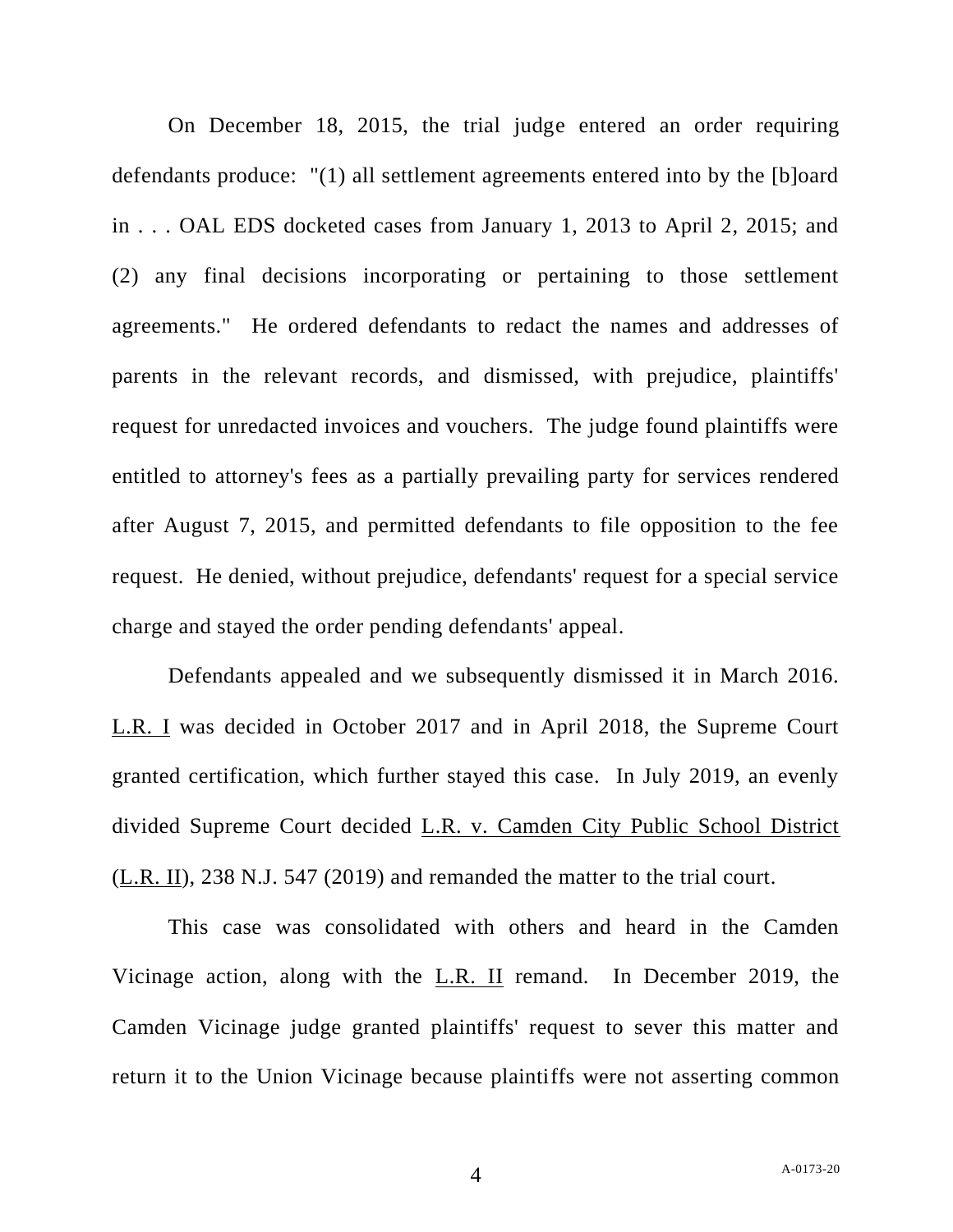On December 18, 2015, the trial judge entered an order requiring defendants produce: "(1) all settlement agreements entered into by the [b]oard in . . . OAL EDS docketed cases from January 1, 2013 to April 2, 2015; and (2) any final decisions incorporating or pertaining to those settlement agreements." He ordered defendants to redact the names and addresses of parents in the relevant records, and dismissed, with prejudice, plaintiffs' request for unredacted invoices and vouchers. The judge found plaintiffs were entitled to attorney's fees as a partially prevailing party for services rendered after August 7, 2015, and permitted defendants to file opposition to the fee request. He denied, without prejudice, defendants' request for a special service charge and stayed the order pending defendants' appeal.

Defendants appealed and we subsequently dismissed it in March 2016. L.R. I was decided in October 2017 and in April 2018, the Supreme Court granted certification, which further stayed this case. In July 2019, an evenly divided Supreme Court decided L.R. v. Camden City Public School District (L.R. II), 238 N.J. 547 (2019) and remanded the matter to the trial court.

This case was consolidated with others and heard in the Camden Vicinage action, along with the L.R. II remand. In December 2019, the Camden Vicinage judge granted plaintiffs' request to sever this matter and return it to the Union Vicinage because plaintiffs were not asserting common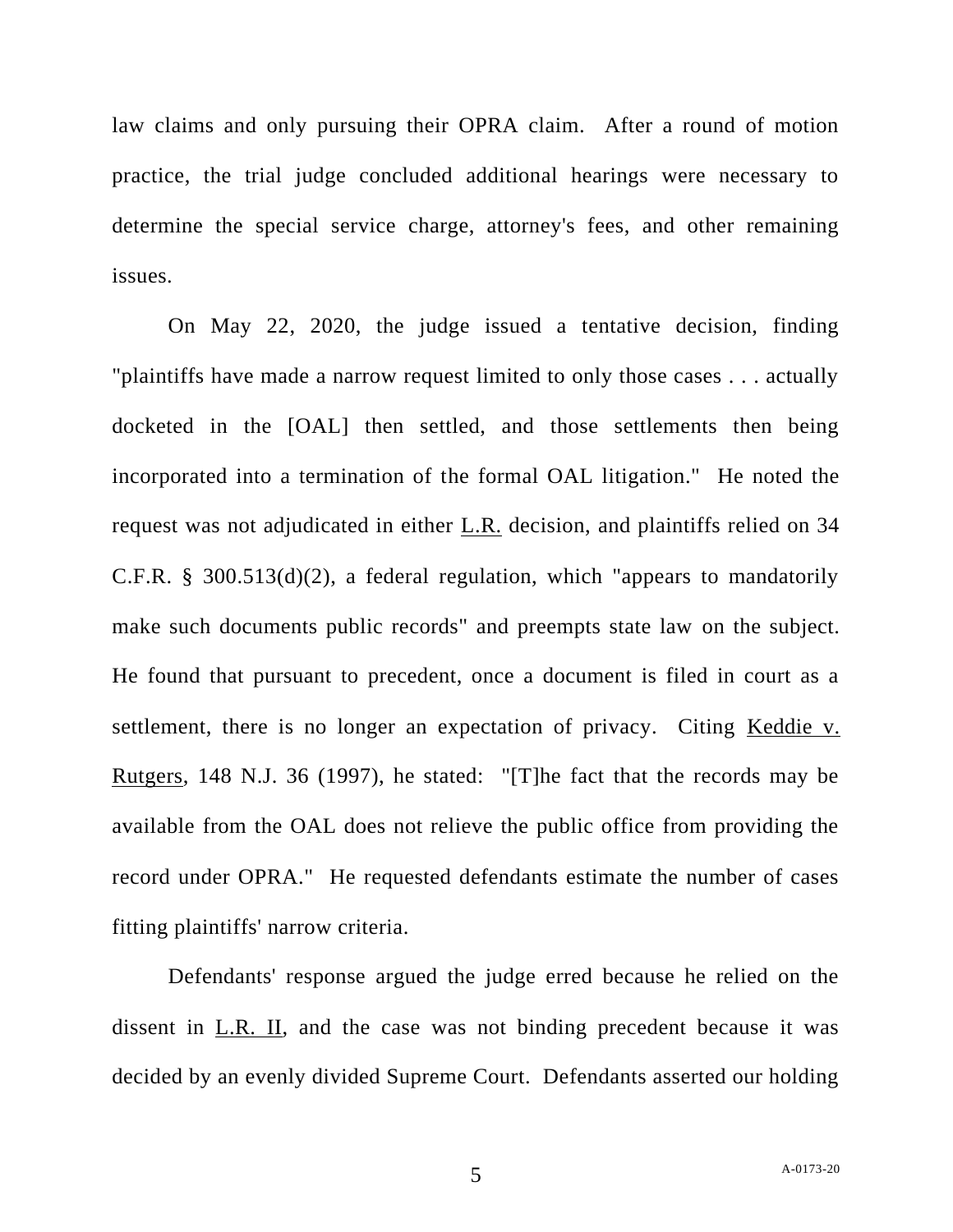law claims and only pursuing their OPRA claim. After a round of motion practice, the trial judge concluded additional hearings were necessary to determine the special service charge, attorney's fees, and other remaining issues.

On May 22, 2020, the judge issued a tentative decision, finding "plaintiffs have made a narrow request limited to only those cases . . . actually docketed in the [OAL] then settled, and those settlements then being incorporated into a termination of the formal OAL litigation." He noted the request was not adjudicated in either L.R. decision, and plaintiffs relied on 34 C.F.R. § 300.513(d)(2), a federal regulation, which "appears to mandatorily make such documents public records" and preempts state law on the subject. He found that pursuant to precedent, once a document is filed in court as a settlement, there is no longer an expectation of privacy. Citing Keddie v. Rutgers, 148 N.J. 36 (1997), he stated: "[T]he fact that the records may be available from the OAL does not relieve the public office from providing the record under OPRA." He requested defendants estimate the number of cases fitting plaintiffs' narrow criteria.

Defendants' response argued the judge erred because he relied on the dissent in L.R. II, and the case was not binding precedent because it was decided by an evenly divided Supreme Court. Defendants asserted our holding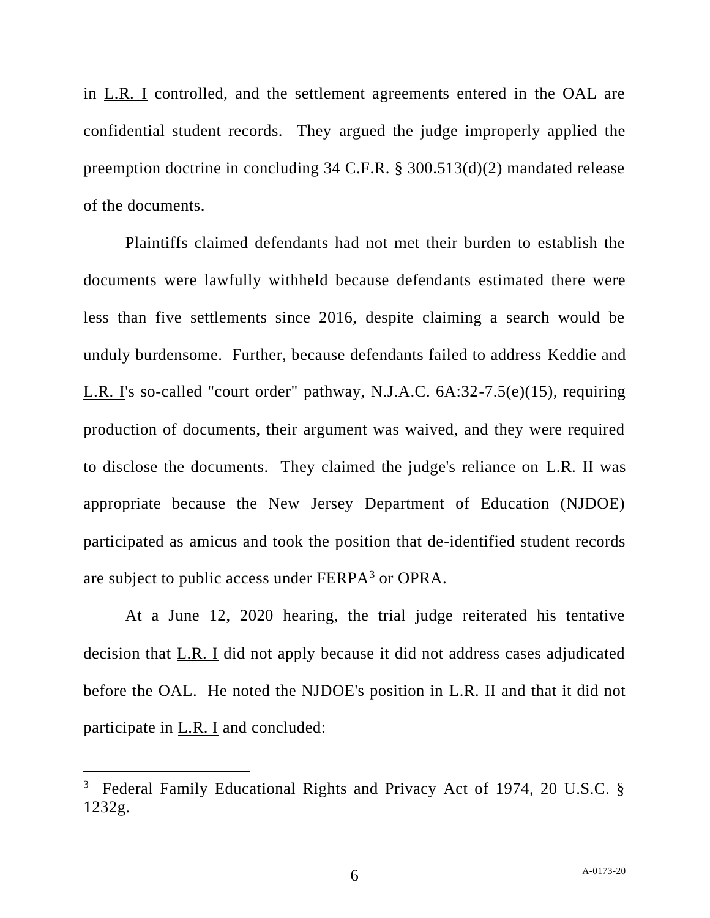in L.R. I controlled, and the settlement agreements entered in the OAL are confidential student records. They argued the judge improperly applied the preemption doctrine in concluding 34 C.F.R. § 300.513(d)(2) mandated release of the documents.

Plaintiffs claimed defendants had not met their burden to establish the documents were lawfully withheld because defendants estimated there were less than five settlements since 2016, despite claiming a search would be unduly burdensome. Further, because defendants failed to address Keddie and L.R. I's so-called "court order" pathway, N.J.A.C. 6A:32-7.5(e)(15), requiring production of documents, their argument was waived, and they were required to disclose the documents. They claimed the judge's reliance on L.R. II was appropriate because the New Jersey Department of Education (NJDOE) participated as amicus and took the position that de-identified student records are subject to public access under FERPA[3] or OPRA.

At a June 12, 2020 hearing, the trial judge reiterated his tentative decision that L.R. I did not apply because it did not address cases adjudicated before the OAL. He noted the NJDOE's position in L.R. II and that it did not participate in L.R. I and concluded:

---

[3] Federal Family Educational Rights and Privacy Act of 1974, 20 U.S.C. § 1232g.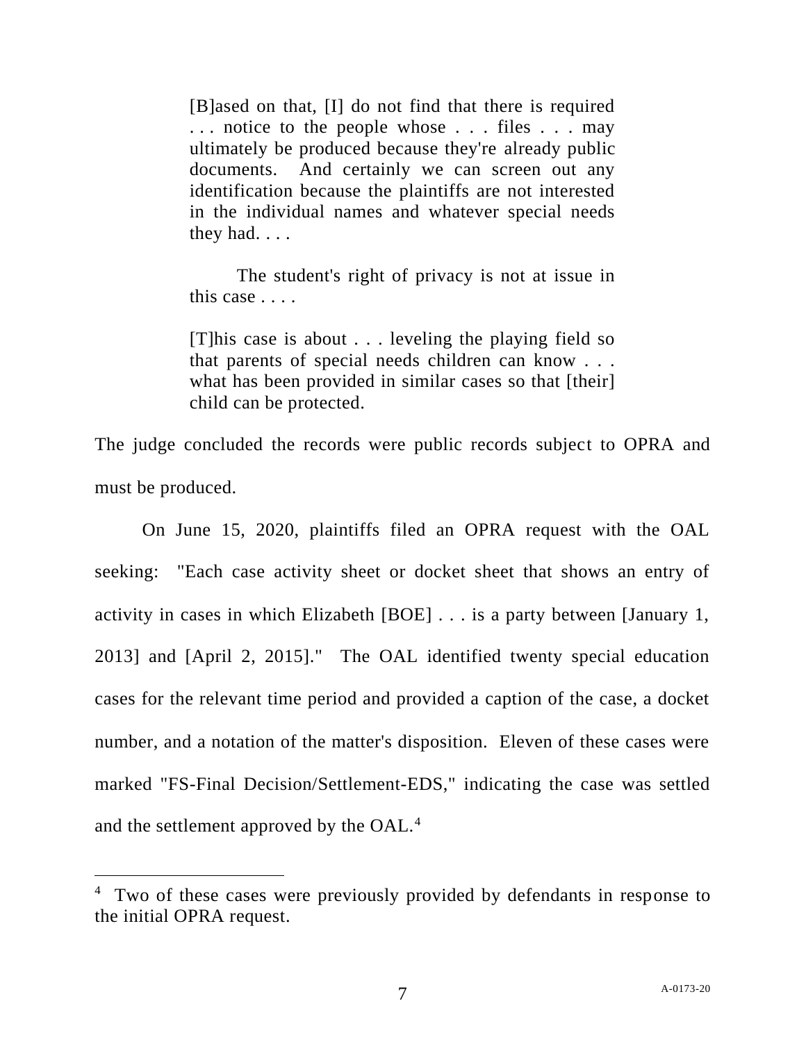> [B]ased on that, [I] do not find that there is required . . . notice to the people whose . . . files . . . may ultimately be produced because they're already public documents. And certainly we can screen out any identification because the plaintiffs are not interested in the individual names and whatever special needs they had. . . .
>
> The student's right of privacy is not at issue in this case . . . .
>
> [T]his case is about . . . leveling the playing field so that parents of special needs children can know . . . what has been provided in similar cases so that [their] child can be protected.

The judge concluded the records were public records subject to OPRA and must be produced.

On June 15, 2020, plaintiffs filed an OPRA request with the OAL seeking: "Each case activity sheet or docket sheet that shows an entry of activity in cases in which Elizabeth [BOE] . . . is a party between [January 1, 2013] and [April 2, 2015]." The OAL identified twenty special education cases for the relevant time period and provided a caption of the case, a docket number, and a notation of the matter's disposition. Eleven of these cases were marked "FS-Final Decision/Settlement-EDS," indicating the case was settled and the settlement approved by the OAL.[4]

---

[4] Two of these cases were previously provided by defendants in response to the initial OPRA request.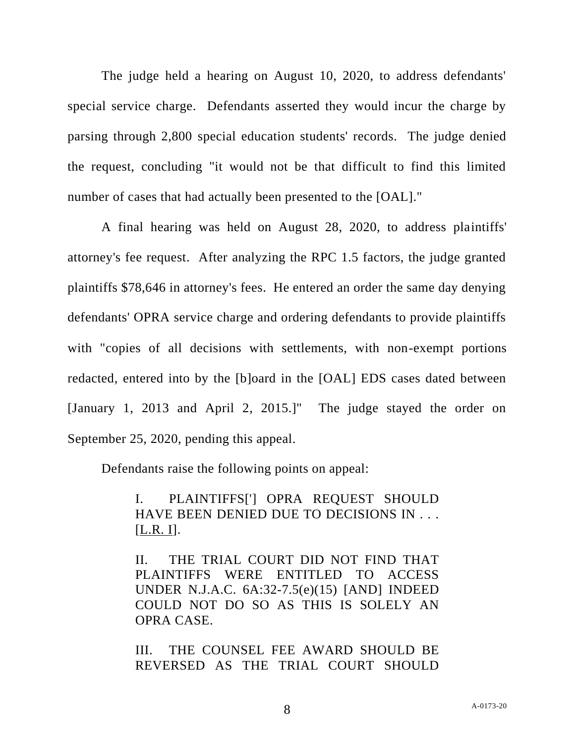The judge held a hearing on August 10, 2020, to address defendants' special service charge. Defendants asserted they would incur the charge by parsing through 2,800 special education students' records. The judge denied the request, concluding "it would not be that difficult to find this limited number of cases that had actually been presented to the [OAL]."

A final hearing was held on August 28, 2020, to address plaintiffs' attorney's fee request. After analyzing the RPC 1.5 factors, the judge granted plaintiffs $78,646 in attorney's fees. He entered an order the same day denying defendants' OPRA service charge and ordering defendants to provide plaintiffs with "copies of all decisions with settlements, with non-exempt portions redacted, entered into by the [b]oard in the [OAL] EDS cases dated between [January 1, 2013 and April 2, 2015.]" The judge stayed the order on September 25, 2020, pending this appeal.

Defendants raise the following points on appeal:

> I. PLAINTIFFS['] OPRA REQUEST SHOULD HAVE BEEN DENIED DUE TO DECISIONS IN . . . [L.R. I].
>
> II. THE TRIAL COURT DID NOT FIND THAT PLAINTIFFS WERE ENTITLED TO ACCESS UNDER N.J.A.C. 6A:32-7.5(e)(15) [AND] INDEED COULD NOT DO SO AS THIS IS SOLELY AN OPRA CASE.
>
> III. THE COUNSEL FEE AWARD SHOULD BE REVERSED AS THE TRIAL COURT SHOULD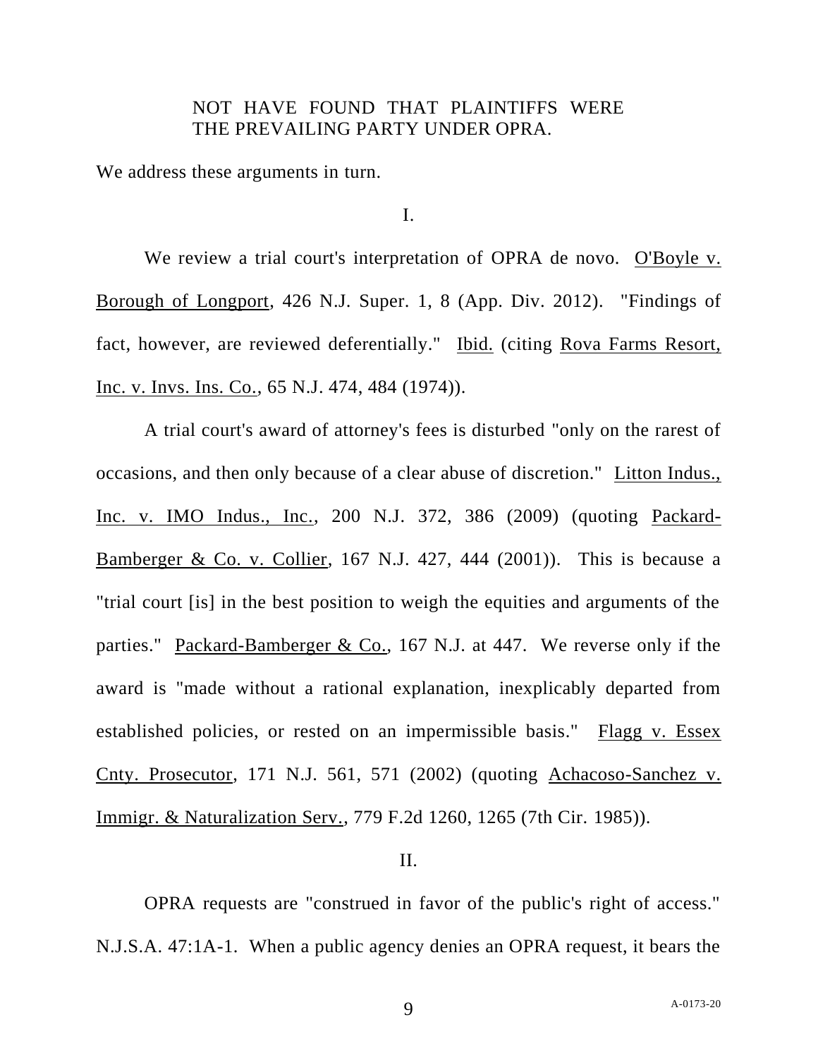NOT HAVE FOUND THAT PLAINTIFFS WERE THE PREVAILING PARTY UNDER OPRA.

We address these arguments in turn.

I.

We review a trial court's interpretation of OPRA de novo. O'Boyle v. Borough of Longport, 426 N.J. Super. 1, 8 (App. Div. 2012). "Findings of fact, however, are reviewed deferentially." Ibid. (citing Rova Farms Resort, Inc. v. Invs. Ins. Co., 65 N.J. 474, 484 (1974)).

A trial court's award of attorney's fees is disturbed "only on the rarest of occasions, and then only because of a clear abuse of discretion." Litton Indus., Inc. v. IMO Indus., Inc., 200 N.J. 372, 386 (2009) (quoting Packard-Bamberger & Co. v. Collier, 167 N.J. 427, 444 (2001)). This is because a "trial court [is] in the best position to weigh the equities and arguments of the parties." Packard-Bamberger & Co., 167 N.J. at 447. We reverse only if the award is "made without a rational explanation, inexplicably departed from established policies, or rested on an impermissible basis." Flagg v. Essex Cnty. Prosecutor, 171 N.J. 561, 571 (2002) (quoting Achacoso-Sanchez v. Immigr. & Naturalization Serv., 779 F.2d 1260, 1265 (7th Cir. 1985)).

II.

OPRA requests are "construed in favor of the public's right of access." N.J.S.A. 47:1A-1. When a public agency denies an OPRA request, it bears the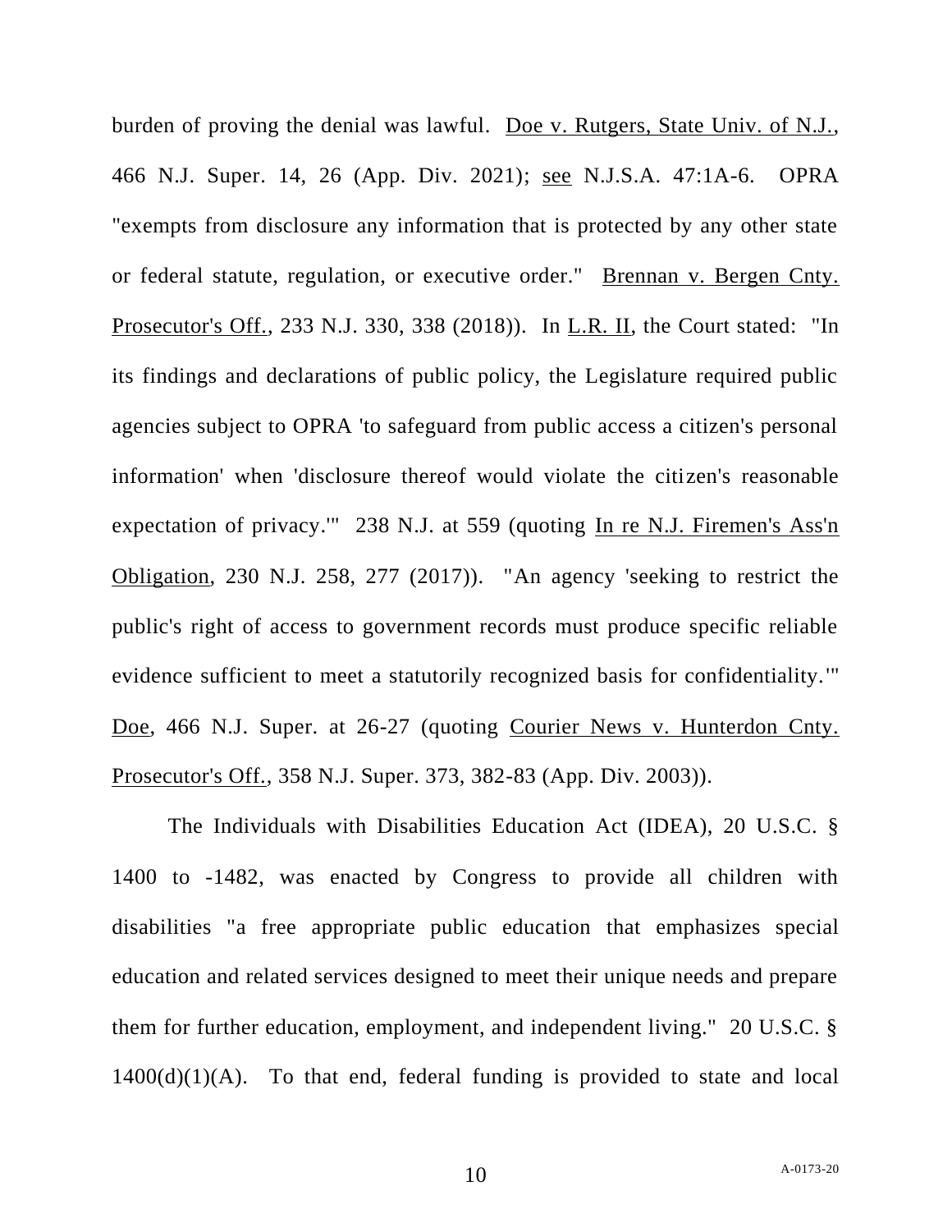burden of proving the denial was lawful. Doe v. Rutgers, State Univ. of N.J., 466 N.J. Super. 14, 26 (App. Div. 2021); see N.J.S.A. 47:1A-6. OPRA "exempts from disclosure any information that is protected by any other state or federal statute, regulation, or executive order." Brennan v. Bergen Cnty. Prosecutor's Off., 233 N.J. 330, 338 (2018)). In L.R. II, the Court stated: "In its findings and declarations of public policy, the Legislature required public agencies subject to OPRA 'to safeguard from public access a citizen's personal information' when 'disclosure thereof would violate the citizen's reasonable expectation of privacy.'" 238 N.J. at 559 (quoting In re N.J. Firemen's Ass'n Obligation, 230 N.J. 258, 277 (2017)). "An agency 'seeking to restrict the public's right of access to government records must produce specific reliable evidence sufficient to meet a statutorily recognized basis for confidentiality.'" Doe, 466 N.J. Super. at 26-27 (quoting Courier News v. Hunterdon Cnty. Prosecutor's Off., 358 N.J. Super. 373, 382-83 (App. Div. 2003)).

The Individuals with Disabilities Education Act (IDEA), 20 U.S.C. § 1400 to -1482, was enacted by Congress to provide all children with disabilities "a free appropriate public education that emphasizes special education and related services designed to meet their unique needs and prepare them for further education, employment, and independent living." 20 U.S.C. § 1400(d)(1)(A). To that end, federal funding is provided to state and local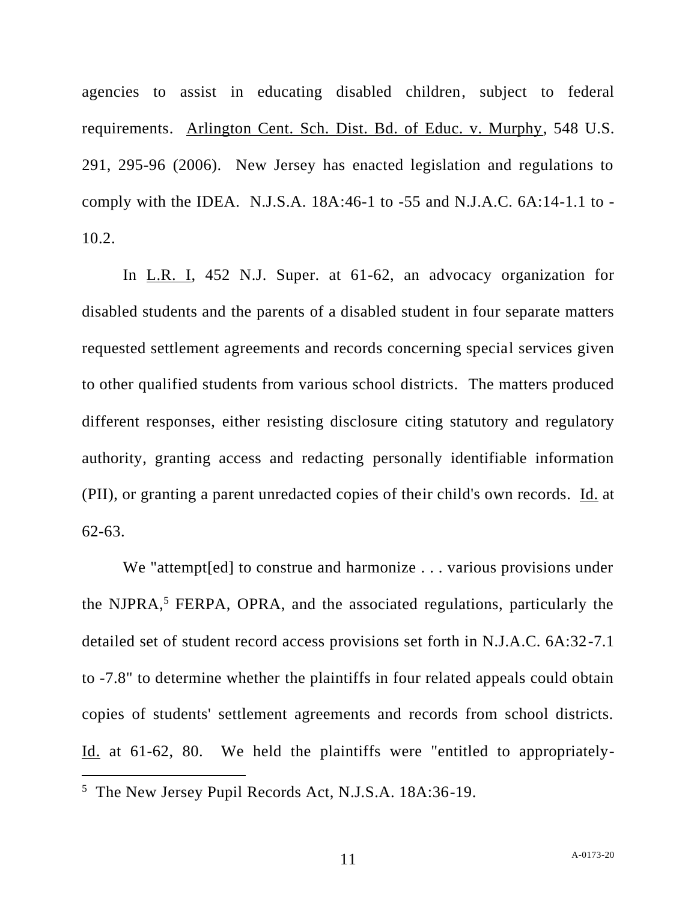agencies to assist in educating disabled children, subject to federal requirements. Arlington Cent. Sch. Dist. Bd. of Educ. v. Murphy, 548 U.S. 291, 295-96 (2006). New Jersey has enacted legislation and regulations to comply with the IDEA. N.J.S.A. 18A:46-1 to -55 and N.J.A.C. 6A:14-1.1 to -10.2.

In L.R. I, 452 N.J. Super. at 61-62, an advocacy organization for disabled students and the parents of a disabled student in four separate matters requested settlement agreements and records concerning special services given to other qualified students from various school districts. The matters produced different responses, either resisting disclosure citing statutory and regulatory authority, granting access and redacting personally identifiable information (PII), or granting a parent unredacted copies of their child's own records. Id. at 62-63.

We "attempt[ed] to construe and harmonize . . . various provisions under the NJPRA,[5] FERPA, OPRA, and the associated regulations, particularly the detailed set of student record access provisions set forth in N.J.A.C. 6A:32-7.1 to -7.8" to determine whether the plaintiffs in four related appeals could obtain copies of students' settlement agreements and records from school districts. Id. at 61-62, 80. We held the plaintiffs were "entitled to appropriately-

[5] The New Jersey Pupil Records Act, N.J.S.A. 18A:36-19.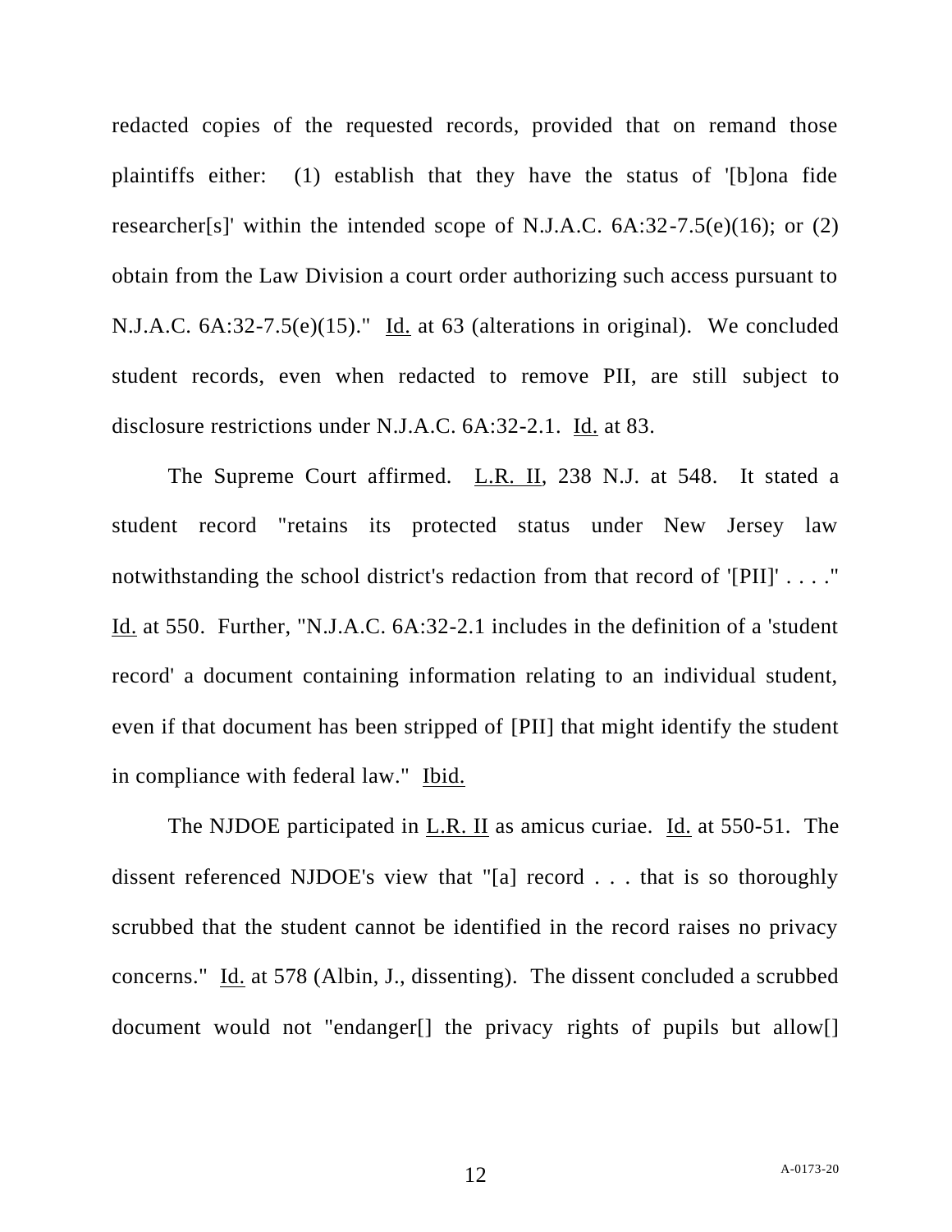redacted copies of the requested records, provided that on remand those plaintiffs either: (1) establish that they have the status of '[b]ona fide researcher[s]' within the intended scope of N.J.A.C. 6A:32-7.5(e)(16); or (2) obtain from the Law Division a court order authorizing such access pursuant to N.J.A.C. 6A:32-7.5(e)(15)." Id. at 63 (alterations in original). We concluded student records, even when redacted to remove PII, are still subject to disclosure restrictions under N.J.A.C. 6A:32-2.1. Id. at 83.

The Supreme Court affirmed. L.R. II, 238 N.J. at 548. It stated a student record "retains its protected status under New Jersey law notwithstanding the school district's redaction from that record of '[PII]' . . . ." Id. at 550. Further, "N.J.A.C. 6A:32-2.1 includes in the definition of a 'student record' a document containing information relating to an individual student, even if that document has been stripped of [PII] that might identify the student in compliance with federal law." Ibid.

The NJDOE participated in L.R. II as amicus curiae. Id. at 550-51. The dissent referenced NJDOE's view that "[a] record . . . that is so thoroughly scrubbed that the student cannot be identified in the record raises no privacy concerns." Id. at 578 (Albin, J., dissenting). The dissent concluded a scrubbed document would not "endanger[] the privacy rights of pupils but allow[]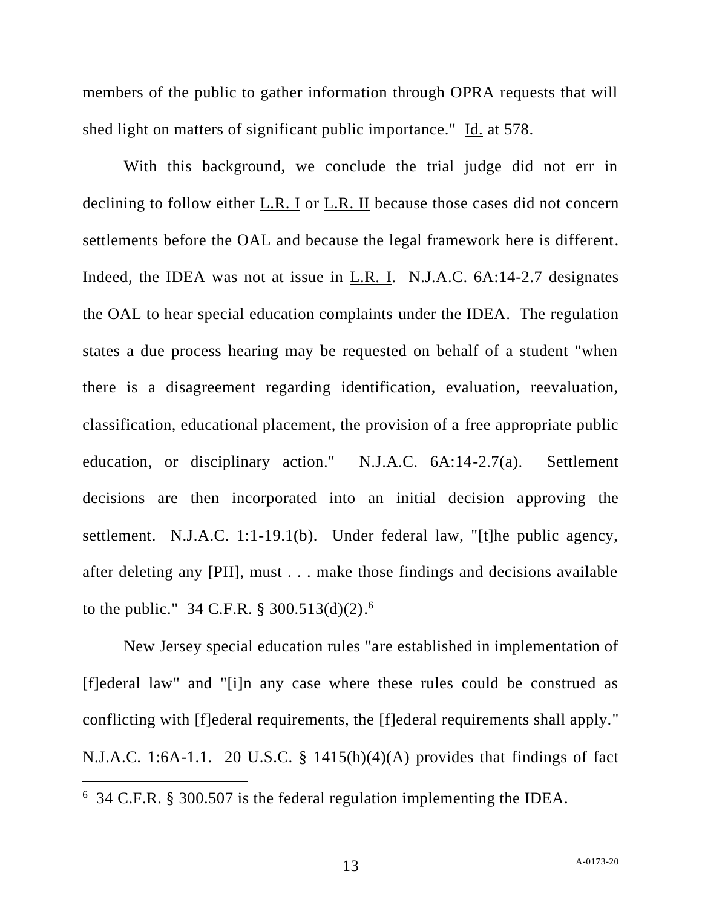members of the public to gather information through OPRA requests that will shed light on matters of significant public importance." Id. at 578.

With this background, we conclude the trial judge did not err in declining to follow either L.R. I or L.R. II because those cases did not concern settlements before the OAL and because the legal framework here is different. Indeed, the IDEA was not at issue in L.R. I. N.J.A.C. 6A:14-2.7 designates the OAL to hear special education complaints under the IDEA. The regulation states a due process hearing may be requested on behalf of a student "when there is a disagreement regarding identification, evaluation, reevaluation, classification, educational placement, the provision of a free appropriate public education, or disciplinary action." N.J.A.C. 6A:14-2.7(a). Settlement decisions are then incorporated into an initial decision approving the settlement. N.J.A.C. 1:1-19.1(b). Under federal law, "[t]he public agency, after deleting any [PII], must . . . make those findings and decisions available to the public." 34 C.F.R. § 300.513(d)(2).[6]

New Jersey special education rules "are established in implementation of [f]ederal law" and "[i]n any case where these rules could be construed as conflicting with [f]ederal requirements, the [f]ederal requirements shall apply." N.J.A.C. 1:6A-1.1. 20 U.S.C. § 1415(h)(4)(A) provides that findings of fact

[6] 34 C.F.R. § 300.507 is the federal regulation implementing the IDEA.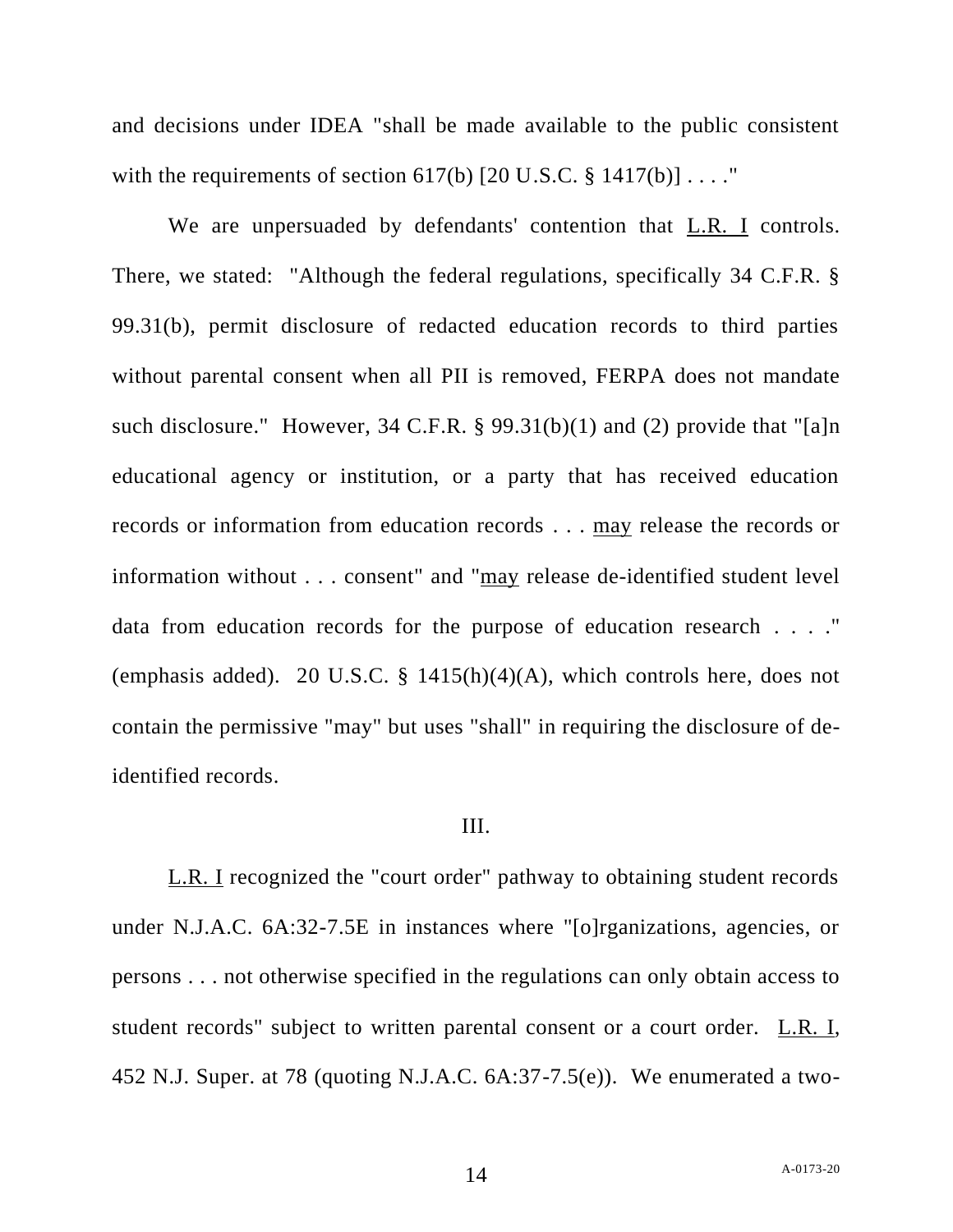and decisions under IDEA "shall be made available to the public consistent with the requirements of section 617(b) [20 U.S.C. § 1417(b)] . . . ."

We are unpersuaded by defendants' contention that L.R. I controls. There, we stated: "Although the federal regulations, specifically 34 C.F.R. § 99.31(b), permit disclosure of redacted education records to third parties without parental consent when all PII is removed, FERPA does not mandate such disclosure." However, 34 C.F.R. § 99.31(b)(1) and (2) provide that "[a]n educational agency or institution, or a party that has received education records or information from education records . . . may release the records or information without . . . consent" and "may release de-identified student level data from education records for the purpose of education research . . . ." (emphasis added). 20 U.S.C. § 1415(h)(4)(A), which controls here, does not contain the permissive "may" but uses "shall" in requiring the disclosure of de-identified records.

III.

L.R. I recognized the "court order" pathway to obtaining student records under N.J.A.C. 6A:32-7.5E in instances where "[o]rganizations, agencies, or persons . . . not otherwise specified in the regulations can only obtain access to student records" subject to written parental consent or a court order. L.R. I, 452 N.J. Super. at 78 (quoting N.J.A.C. 6A:37-7.5(e)). We enumerated a two-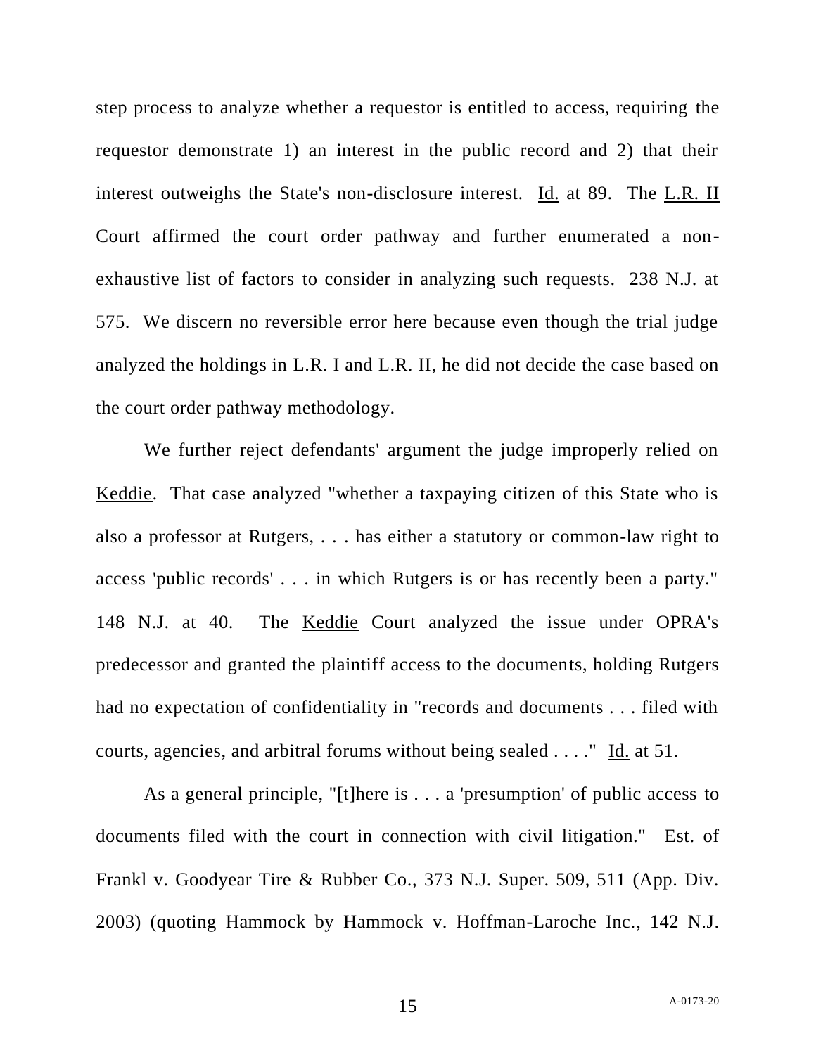step process to analyze whether a requestor is entitled to access, requiring the requestor demonstrate 1) an interest in the public record and 2) that their interest outweighs the State's non-disclosure interest. Id. at 89. The L.R. II Court affirmed the court order pathway and further enumerated a non-exhaustive list of factors to consider in analyzing such requests. 238 N.J. at 575. We discern no reversible error here because even though the trial judge analyzed the holdings in L.R. I and L.R. II, he did not decide the case based on the court order pathway methodology.

We further reject defendants' argument the judge improperly relied on Keddie. That case analyzed "whether a taxpaying citizen of this State who is also a professor at Rutgers, . . . has either a statutory or common-law right to access 'public records' . . . in which Rutgers is or has recently been a party." 148 N.J. at 40. The Keddie Court analyzed the issue under OPRA's predecessor and granted the plaintiff access to the documents, holding Rutgers had no expectation of confidentiality in "records and documents . . . filed with courts, agencies, and arbitral forums without being sealed . . . ." Id. at 51.

As a general principle, "[t]here is . . . a 'presumption' of public access to documents filed with the court in connection with civil litigation." Est. of Frankl v. Goodyear Tire & Rubber Co., 373 N.J. Super. 509, 511 (App. Div. 2003) (quoting Hammock by Hammock v. Hoffman-Laroche Inc., 142 N.J.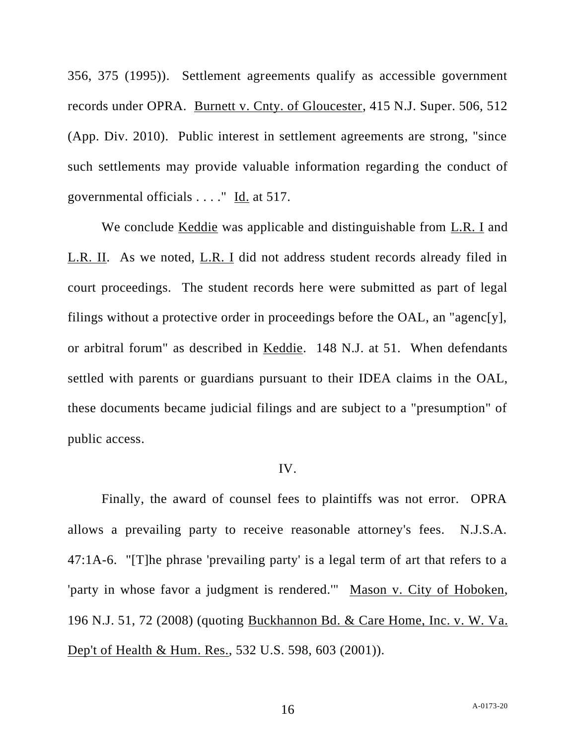356, 375 (1995)). Settlement agreements qualify as accessible government records under OPRA. Burnett v. Cnty. of Gloucester, 415 N.J. Super. 506, 512 (App. Div. 2010). Public interest in settlement agreements are strong, "since such settlements may provide valuable information regarding the conduct of governmental officials . . . ." Id. at 517.

We conclude Keddie was applicable and distinguishable from L.R. I and L.R. II. As we noted, L.R. I did not address student records already filed in court proceedings. The student records here were submitted as part of legal filings without a protective order in proceedings before the OAL, an "agenc[y], or arbitral forum" as described in Keddie. 148 N.J. at 51. When defendants settled with parents or guardians pursuant to their IDEA claims in the OAL, these documents became judicial filings and are subject to a "presumption" of public access.

IV.

Finally, the award of counsel fees to plaintiffs was not error. OPRA allows a prevailing party to receive reasonable attorney's fees. N.J.S.A. 47:1A-6. "[T]he phrase 'prevailing party' is a legal term of art that refers to a 'party in whose favor a judgment is rendered.'" Mason v. City of Hoboken, 196 N.J. 51, 72 (2008) (quoting Buckhannon Bd. & Care Home, Inc. v. W. Va. Dep't of Health & Hum. Res., 532 U.S. 598, 603 (2001)).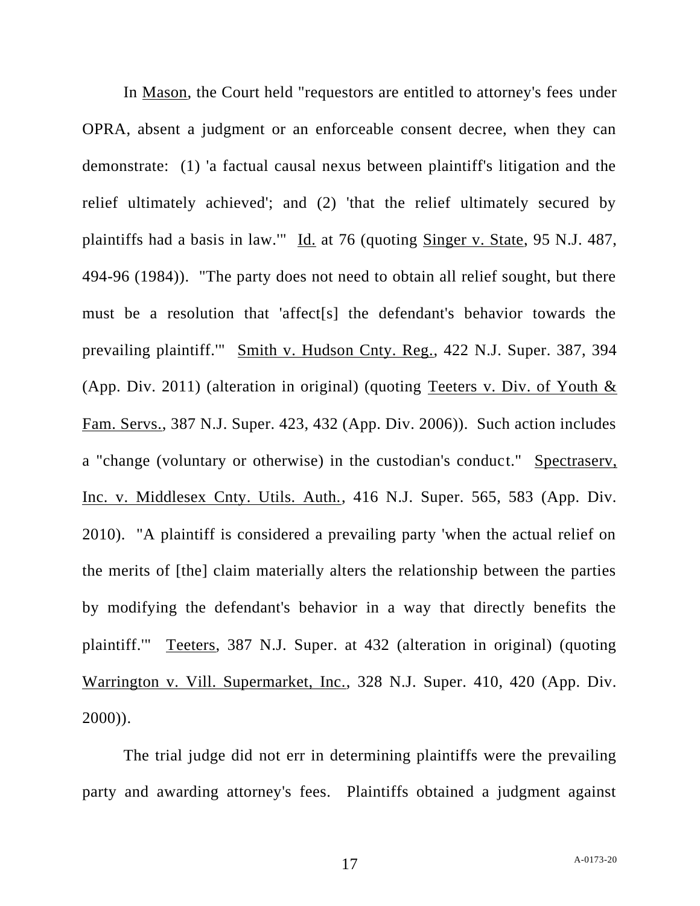In Mason, the Court held "requestors are entitled to attorney's fees under OPRA, absent a judgment or an enforceable consent decree, when they can demonstrate: (1) 'a factual causal nexus between plaintiff's litigation and the relief ultimately achieved'; and (2) 'that the relief ultimately secured by plaintiffs had a basis in law.'" Id. at 76 (quoting Singer v. State, 95 N.J. 487, 494-96 (1984)). "The party does not need to obtain all relief sought, but there must be a resolution that 'affect[s] the defendant's behavior towards the prevailing plaintiff.'" Smith v. Hudson Cnty. Reg., 422 N.J. Super. 387, 394 (App. Div. 2011) (alteration in original) (quoting Teeters v. Div. of Youth & Fam. Servs., 387 N.J. Super. 423, 432 (App. Div. 2006)). Such action includes a "change (voluntary or otherwise) in the custodian's conduct." Spectraserv, Inc. v. Middlesex Cnty. Utils. Auth., 416 N.J. Super. 565, 583 (App. Div. 2010). "A plaintiff is considered a prevailing party 'when the actual relief on the merits of [the] claim materially alters the relationship between the parties by modifying the defendant's behavior in a way that directly benefits the plaintiff.'" Teeters, 387 N.J. Super. at 432 (alteration in original) (quoting Warrington v. Vill. Supermarket, Inc., 328 N.J. Super. 410, 420 (App. Div. 2000)).

The trial judge did not err in determining plaintiffs were the prevailing party and awarding attorney's fees. Plaintiffs obtained a judgment against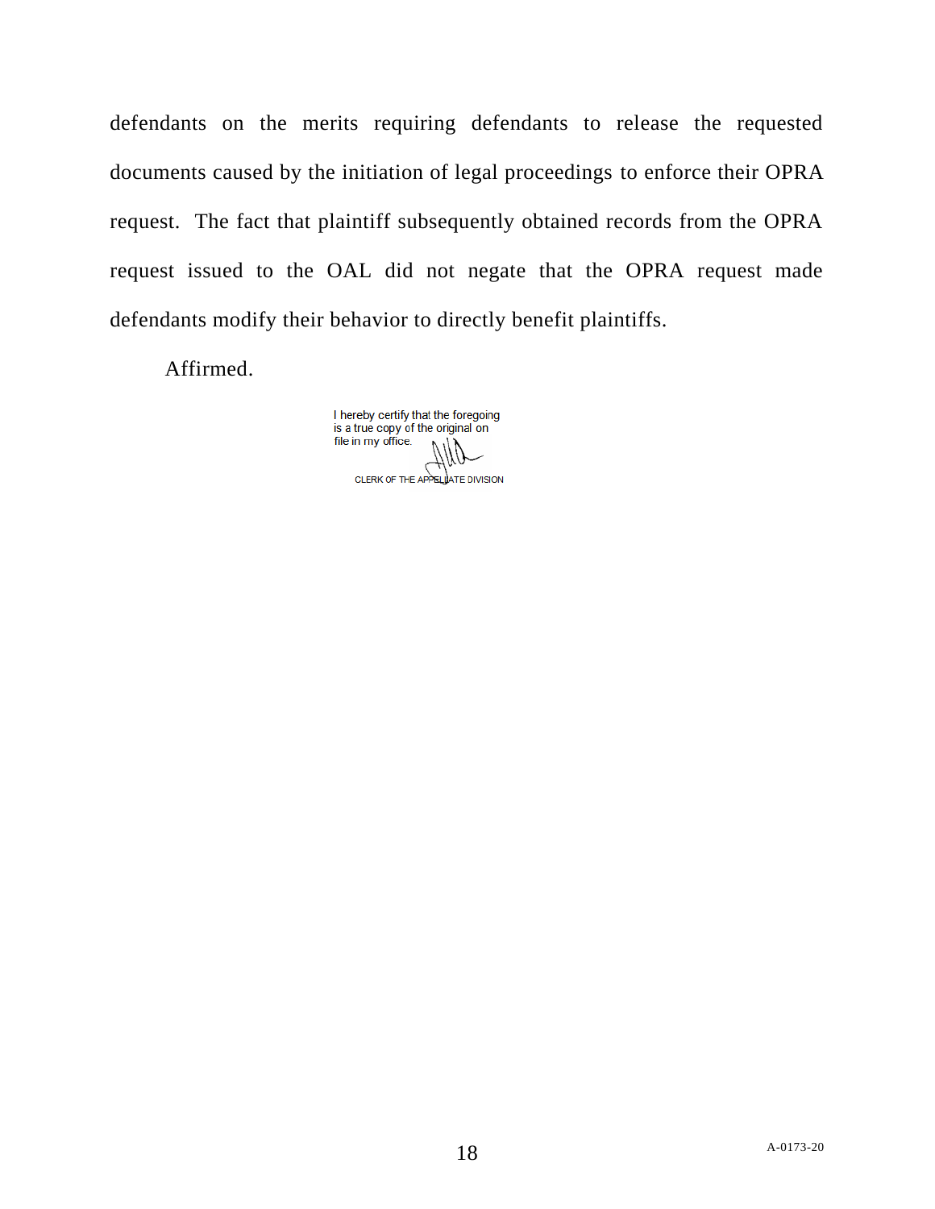defendants on the merits requiring defendants to release the requested documents caused by the initiation of legal proceedings to enforce their OPRA request. The fact that plaintiff subsequently obtained records from the OPRA request issued to the OAL did not negate that the OPRA request made defendants modify their behavior to directly benefit plaintiffs.

Affirmed.

I hereby certify that the foregoing is a true copy of the original on file in my office.

CLERK OF THE APPELLATE DIVISION